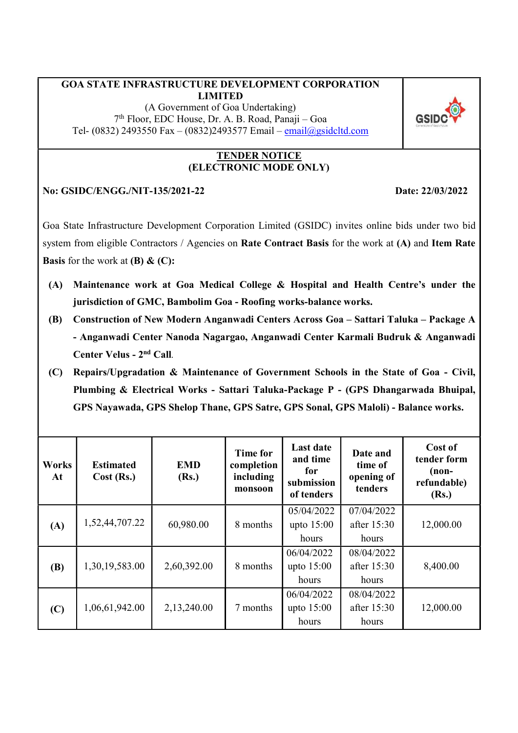**GOA STATE INFRASTRUCTURE DEVELOPMENT CORPORATION LIMITED**
(A Government of Goa Undertaking)
7th Floor, EDC House, Dr. A. B. Road, Panaji – Goa
Tel- (0832) 2493550 Fax – (0832)2493577 Email – email@gsidcltd.com

**TENDER NOTICE**
**(ELECTRONIC MODE ONLY)**

**No: GSIDC/ENGG./NIT-135/2021-22** **Date: 22/03/2022**

Goa State Infrastructure Development Corporation Limited (GSIDC) invites online bids under two bid system from eligible Contractors / Agencies on **Rate Contract Basis** for the work at **(A)** and **Item Rate Basis** for the work at **(B) & (C):**

- **(A)** **Maintenance work at Goa Medical College & Hospital and Health Centre's under the jurisdiction of GMC, Bambolim Goa - Roofing works-balance works.**
- **(B)** **Construction of New Modern Anganwadi Centers Across Goa – Sattari Taluka – Package A - Anganwadi Center Nanoda Nagargao, Anganwadi Center Karmali Budruk & Anganwadi Center Velus - 2nd Call**.
- **(C)** **Repairs/Upgradation & Maintenance of Government Schools in the State of Goa - Civil, Plumbing & Electrical Works - Sattari Taluka-Package P - (GPS Dhangarwada Bhuipal, GPS Nayawada, GPS Shelop Thane, GPS Satre, GPS Sonal, GPS Maloli) - Balance works.**

| Works At | Estimated Cost (Rs.) | EMD (Rs.) | Time for completion including monsoon | Last date and time for submission of tenders | Date and time of opening of tenders | Cost of tender form (non-refundable) (Rs.) |
|---|---|---|---|---|---|---|
| **(A)** | 1,52,44,707.22 | 60,980.00 | 8 months | 05/04/2022 upto 15:00 hours | 07/04/2022 after 15:30 hours | 12,000.00 |
| **(B)** | 1,30,19,583.00 | 2,60,392.00 | 8 months | 06/04/2022 upto 15:00 hours | 08/04/2022 after 15:30 hours | 8,400.00 |
| **(C)** | 1,06,61,942.00 | 2,13,240.00 | 7 months | 06/04/2022 upto 15:00 hours | 08/04/2022 after 15:30 hours | 12,000.00 |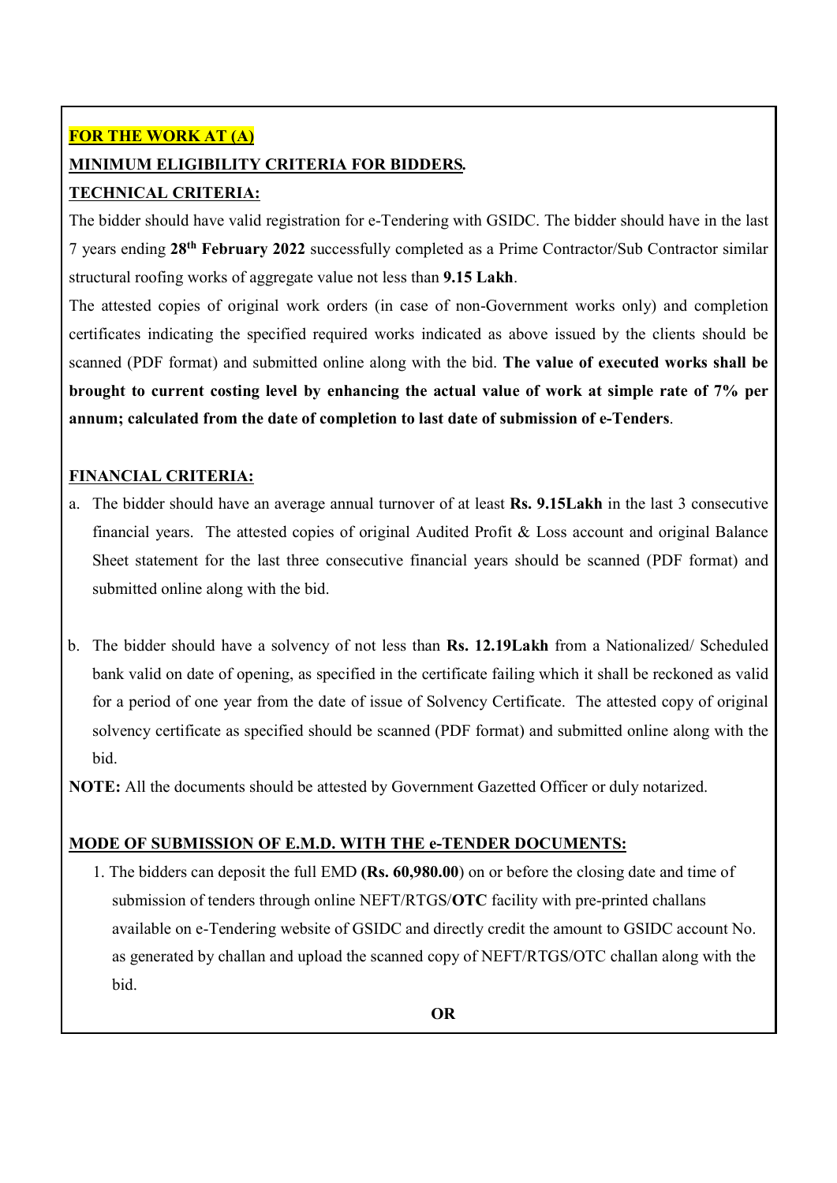**FOR THE WORK AT (A)**

**MINIMUM ELIGIBILITY CRITERIA FOR BIDDERS.**

**TECHNICAL CRITERIA:**

The bidder should have valid registration for e-Tendering with GSIDC. The bidder should have in the last 7 years ending **28th February 2022** successfully completed as a Prime Contractor/Sub Contractor similar structural roofing works of aggregate value not less than **9.15 Lakh**.

The attested copies of original work orders (in case of non-Government works only) and completion certificates indicating the specified required works indicated as above issued by the clients should be scanned (PDF format) and submitted online along with the bid. **The value of executed works shall be brought to current costing level by enhancing the actual value of work at simple rate of 7% per annum; calculated from the date of completion to last date of submission of e-Tenders**.

**FINANCIAL CRITERIA:**

a. The bidder should have an average annual turnover of at least **Rs. 9.15Lakh** in the last 3 consecutive financial years. The attested copies of original Audited Profit & Loss account and original Balance Sheet statement for the last three consecutive financial years should be scanned (PDF format) and submitted online along with the bid.

b. The bidder should have a solvency of not less than **Rs. 12.19Lakh** from a Nationalized/ Scheduled bank valid on date of opening, as specified in the certificate failing which it shall be reckoned as valid for a period of one year from the date of issue of Solvency Certificate. The attested copy of original solvency certificate as specified should be scanned (PDF format) and submitted online along with the bid.

**NOTE:** All the documents should be attested by Government Gazetted Officer or duly notarized.

**MODE OF SUBMISSION OF E.M.D. WITH THE e-TENDER DOCUMENTS:**

1. The bidders can deposit the full EMD **(Rs. 60,980.00**) on or before the closing date and time of submission of tenders through online NEFT/RTGS/**OTC** facility with pre-printed challans available on e-Tendering website of GSIDC and directly credit the amount to GSIDC account No. as generated by challan and upload the scanned copy of NEFT/RTGS/OTC challan along with the bid.

**OR**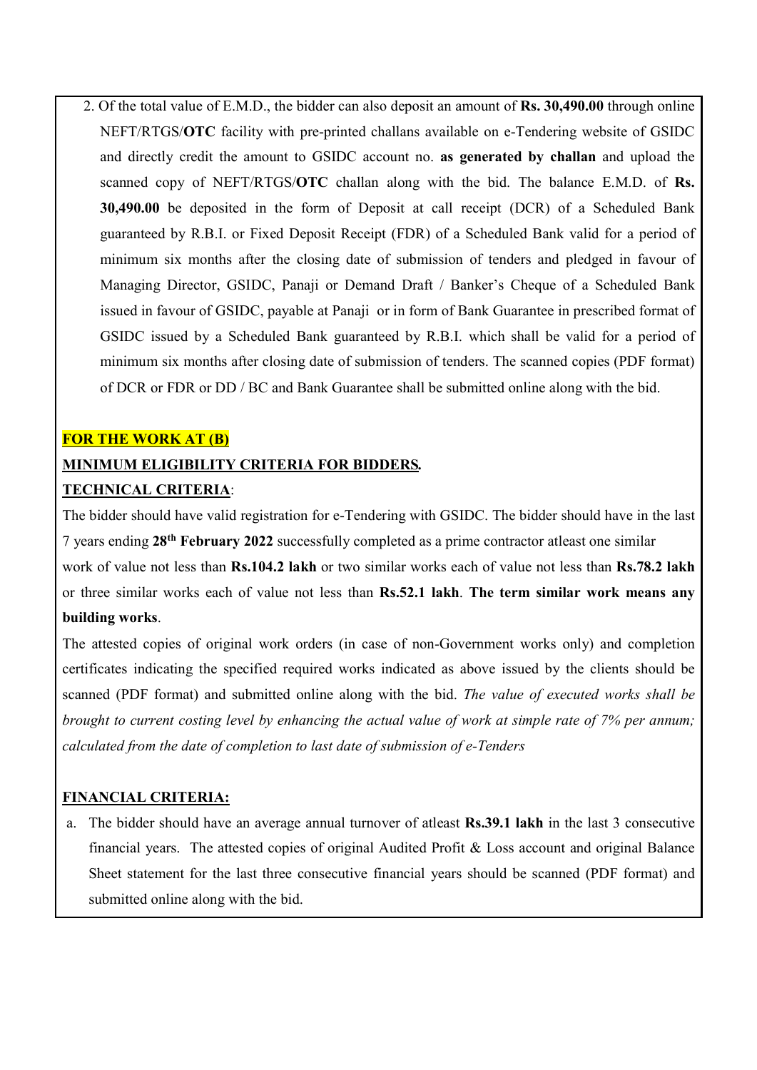2. Of the total value of E.M.D., the bidder can also deposit an amount of **Rs. 30,490.00** through online NEFT/RTGS/**OTC** facility with pre-printed challans available on e-Tendering website of GSIDC and directly credit the amount to GSIDC account no. **as generated by challan** and upload the scanned copy of NEFT/RTGS/**OTC** challan along with the bid. The balance E.M.D. of **Rs. 30,490.00** be deposited in the form of Deposit at call receipt (DCR) of a Scheduled Bank guaranteed by R.B.I. or Fixed Deposit Receipt (FDR) of a Scheduled Bank valid for a period of minimum six months after the closing date of submission of tenders and pledged in favour of Managing Director, GSIDC, Panaji or Demand Draft / Banker's Cheque of a Scheduled Bank issued in favour of GSIDC, payable at Panaji or in form of Bank Guarantee in prescribed format of GSIDC issued by a Scheduled Bank guaranteed by R.B.I. which shall be valid for a period of minimum six months after closing date of submission of tenders. The scanned copies (PDF format) of DCR or FDR or DD / BC and Bank Guarantee shall be submitted online along with the bid.

**FOR THE WORK AT (B)**

**MINIMUM ELIGIBILITY CRITERIA FOR BIDDERS.**

**TECHNICAL CRITERIA**:

The bidder should have valid registration for e-Tendering with GSIDC. The bidder should have in the last 7 years ending **28th February 2022** successfully completed as a prime contractor atleast one similar work of value not less than **Rs.104.2 lakh** or two similar works each of value not less than **Rs.78.2 lakh** or three similar works each of value not less than **Rs.52.1 lakh**. **The term similar work means any building works**.

The attested copies of original work orders (in case of non-Government works only) and completion certificates indicating the specified required works indicated as above issued by the clients should be scanned (PDF format) and submitted online along with the bid. *The value of executed works shall be brought to current costing level by enhancing the actual value of work at simple rate of 7% per annum; calculated from the date of completion to last date of submission of e-Tenders*

**FINANCIAL CRITERIA:**

a. The bidder should have an average annual turnover of atleast **Rs.39.1 lakh** in the last 3 consecutive financial years. The attested copies of original Audited Profit & Loss account and original Balance Sheet statement for the last three consecutive financial years should be scanned (PDF format) and submitted online along with the bid.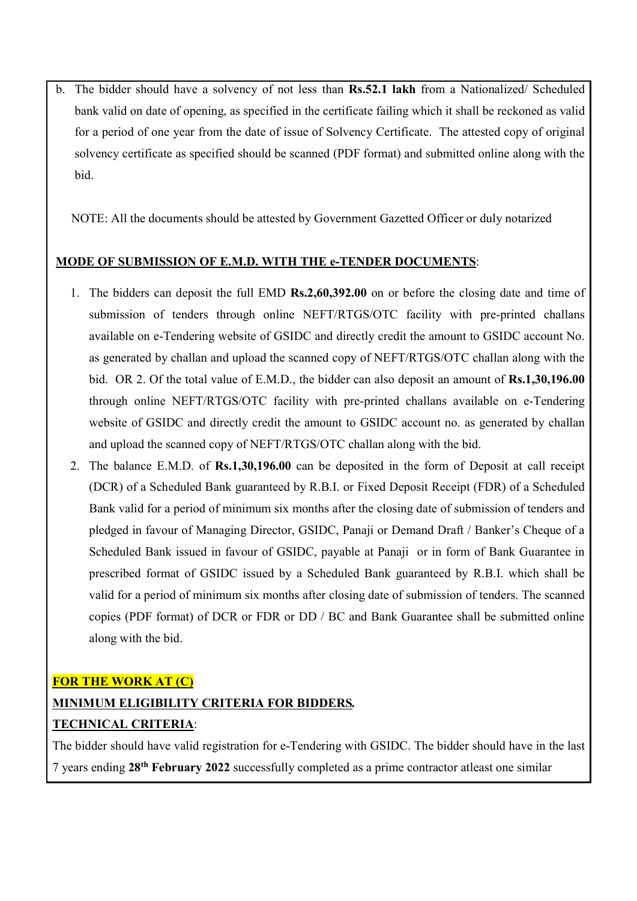b. The bidder should have a solvency of not less than **Rs.52.1 lakh** from a Nationalized/ Scheduled bank valid on date of opening, as specified in the certificate failing which it shall be reckoned as valid for a period of one year from the date of issue of Solvency Certificate. The attested copy of original solvency certificate as specified should be scanned (PDF format) and submitted online along with the bid.

NOTE: All the documents should be attested by Government Gazetted Officer or duly notarized

**MODE OF SUBMISSION OF E.M.D. WITH THE e-TENDER DOCUMENTS**:

1. The bidders can deposit the full EMD **Rs.2,60,392.00** on or before the closing date and time of submission of tenders through online NEFT/RTGS/OTC facility with pre-printed challans available on e-Tendering website of GSIDC and directly credit the amount to GSIDC account No. as generated by challan and upload the scanned copy of NEFT/RTGS/OTC challan along with the bid. OR 2. Of the total value of E.M.D., the bidder can also deposit an amount of **Rs.1,30,196.00** through online NEFT/RTGS/OTC facility with pre-printed challans available on e-Tendering website of GSIDC and directly credit the amount to GSIDC account no. as generated by challan and upload the scanned copy of NEFT/RTGS/OTC challan along with the bid.
2. The balance E.M.D. of **Rs.1,30,196.00** can be deposited in the form of Deposit at call receipt (DCR) of a Scheduled Bank guaranteed by R.B.I. or Fixed Deposit Receipt (FDR) of a Scheduled Bank valid for a period of minimum six months after the closing date of submission of tenders and pledged in favour of Managing Director, GSIDC, Panaji or Demand Draft / Banker's Cheque of a Scheduled Bank issued in favour of GSIDC, payable at Panaji or in form of Bank Guarantee in prescribed format of GSIDC issued by a Scheduled Bank guaranteed by R.B.I. which shall be valid for a period of minimum six months after closing date of submission of tenders. The scanned copies (PDF format) of DCR or FDR or DD / BC and Bank Guarantee shall be submitted online along with the bid.

**FOR THE WORK AT (C)**

**MINIMUM ELIGIBILITY CRITERIA FOR BIDDERS.**

**TECHNICAL CRITERIA**:

The bidder should have valid registration for e-Tendering with GSIDC. The bidder should have in the last 7 years ending **28th February 2022** successfully completed as a prime contractor atleast one similar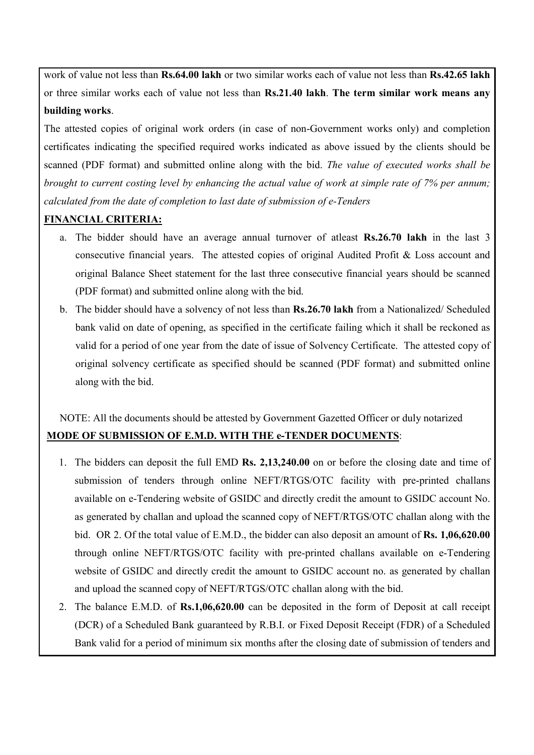work of value not less than **Rs.64.00 lakh** or two similar works each of value not less than **Rs.42.65 lakh** or three similar works each of value not less than **Rs.21.40 lakh**. **The term similar work means any building works**.

The attested copies of original work orders (in case of non-Government works only) and completion certificates indicating the specified required works indicated as above issued by the clients should be scanned (PDF format) and submitted online along with the bid. *The value of executed works shall be brought to current costing level by enhancing the actual value of work at simple rate of 7% per annum; calculated from the date of completion to last date of submission of e-Tenders*

**FINANCIAL CRITERIA:**

a. The bidder should have an average annual turnover of atleast **Rs.26.70 lakh** in the last 3 consecutive financial years. The attested copies of original Audited Profit & Loss account and original Balance Sheet statement for the last three consecutive financial years should be scanned (PDF format) and submitted online along with the bid.

b. The bidder should have a solvency of not less than **Rs.26.70 lakh** from a Nationalized/ Scheduled bank valid on date of opening, as specified in the certificate failing which it shall be reckoned as valid for a period of one year from the date of issue of Solvency Certificate. The attested copy of original solvency certificate as specified should be scanned (PDF format) and submitted online along with the bid.

NOTE: All the documents should be attested by Government Gazetted Officer or duly notarized

**MODE OF SUBMISSION OF E.M.D. WITH THE e-TENDER DOCUMENTS**:

1. The bidders can deposit the full EMD **Rs. 2,13,240.00** on or before the closing date and time of submission of tenders through online NEFT/RTGS/OTC facility with pre-printed challans available on e-Tendering website of GSIDC and directly credit the amount to GSIDC account No. as generated by challan and upload the scanned copy of NEFT/RTGS/OTC challan along with the bid. OR 2. Of the total value of E.M.D., the bidder can also deposit an amount of **Rs. 1,06,620.00** through online NEFT/RTGS/OTC facility with pre-printed challans available on e-Tendering website of GSIDC and directly credit the amount to GSIDC account no. as generated by challan and upload the scanned copy of NEFT/RTGS/OTC challan along with the bid.
2. The balance E.M.D. of **Rs.1,06,620.00** can be deposited in the form of Deposit at call receipt (DCR) of a Scheduled Bank guaranteed by R.B.I. or Fixed Deposit Receipt (FDR) of a Scheduled Bank valid for a period of minimum six months after the closing date of submission of tenders and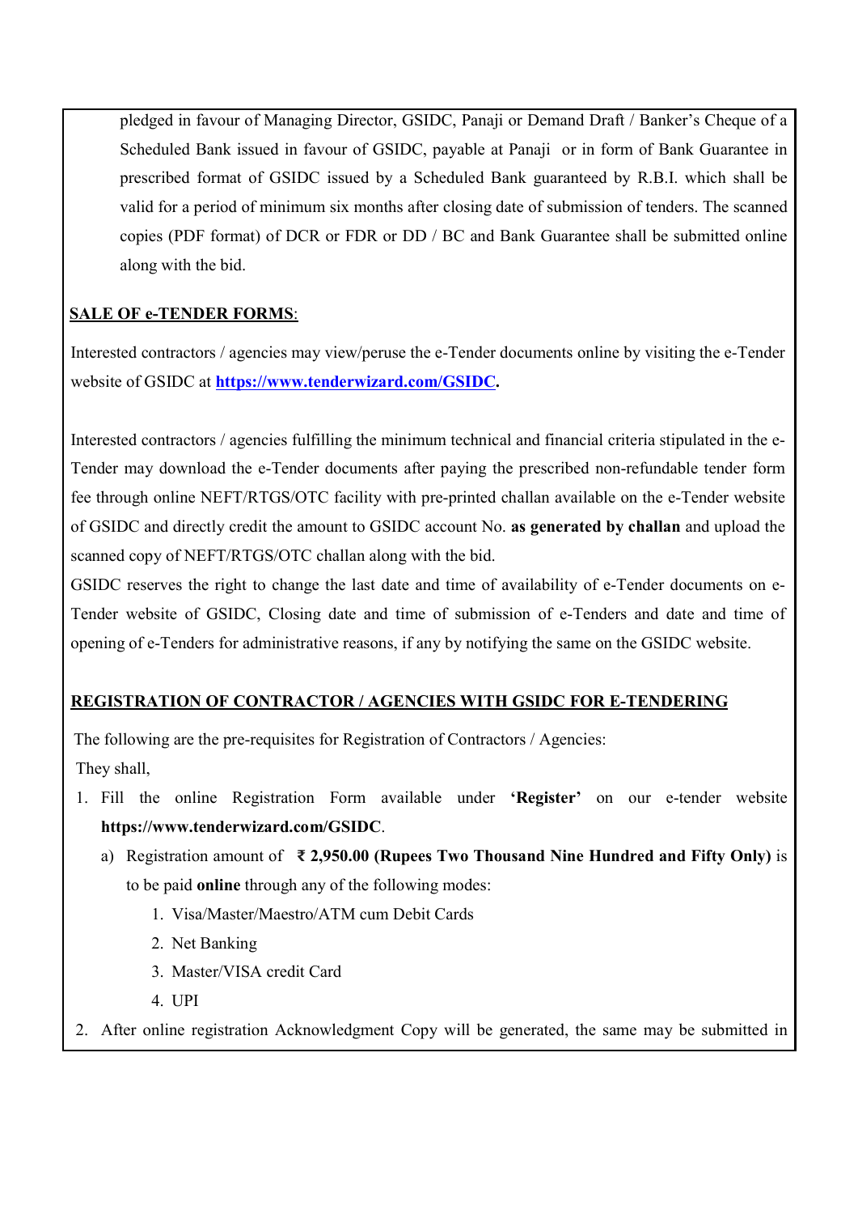pledged in favour of Managing Director, GSIDC, Panaji or Demand Draft / Banker's Cheque of a Scheduled Bank issued in favour of GSIDC, payable at Panaji or in form of Bank Guarantee in prescribed format of GSIDC issued by a Scheduled Bank guaranteed by R.B.I. which shall be valid for a period of minimum six months after closing date of submission of tenders. The scanned copies (PDF format) of DCR or FDR or DD / BC and Bank Guarantee shall be submitted online along with the bid.

**SALE OF e-TENDER FORMS**:

Interested contractors / agencies may view/peruse the e-Tender documents online by visiting the e-Tender website of GSIDC at **https://www.tenderwizard.com/GSIDC.**

Interested contractors / agencies fulfilling the minimum technical and financial criteria stipulated in the e-Tender may download the e-Tender documents after paying the prescribed non-refundable tender form fee through online NEFT/RTGS/OTC facility with pre-printed challan available on the e-Tender website of GSIDC and directly credit the amount to GSIDC account No. **as generated by challan** and upload the scanned copy of NEFT/RTGS/OTC challan along with the bid.

GSIDC reserves the right to change the last date and time of availability of e-Tender documents on e-Tender website of GSIDC, Closing date and time of submission of e-Tenders and date and time of opening of e-Tenders for administrative reasons, if any by notifying the same on the GSIDC website.

**REGISTRATION OF CONTRACTOR / AGENCIES WITH GSIDC FOR E-TENDERING**

The following are the pre-requisites for Registration of Contractors / Agencies:

They shall,

1. Fill the online Registration Form available under **'Register'** on our e-tender website **https://www.tenderwizard.com/GSIDC**.
   a) Registration amount of **₹ 2,950.00 (Rupees Two Thousand Nine Hundred and Fifty Only)** is to be paid **online** through any of the following modes:
      1. Visa/Master/Maestro/ATM cum Debit Cards
      2. Net Banking
      3. Master/VISA credit Card
      4. UPI
2. After online registration Acknowledgment Copy will be generated, the same may be submitted in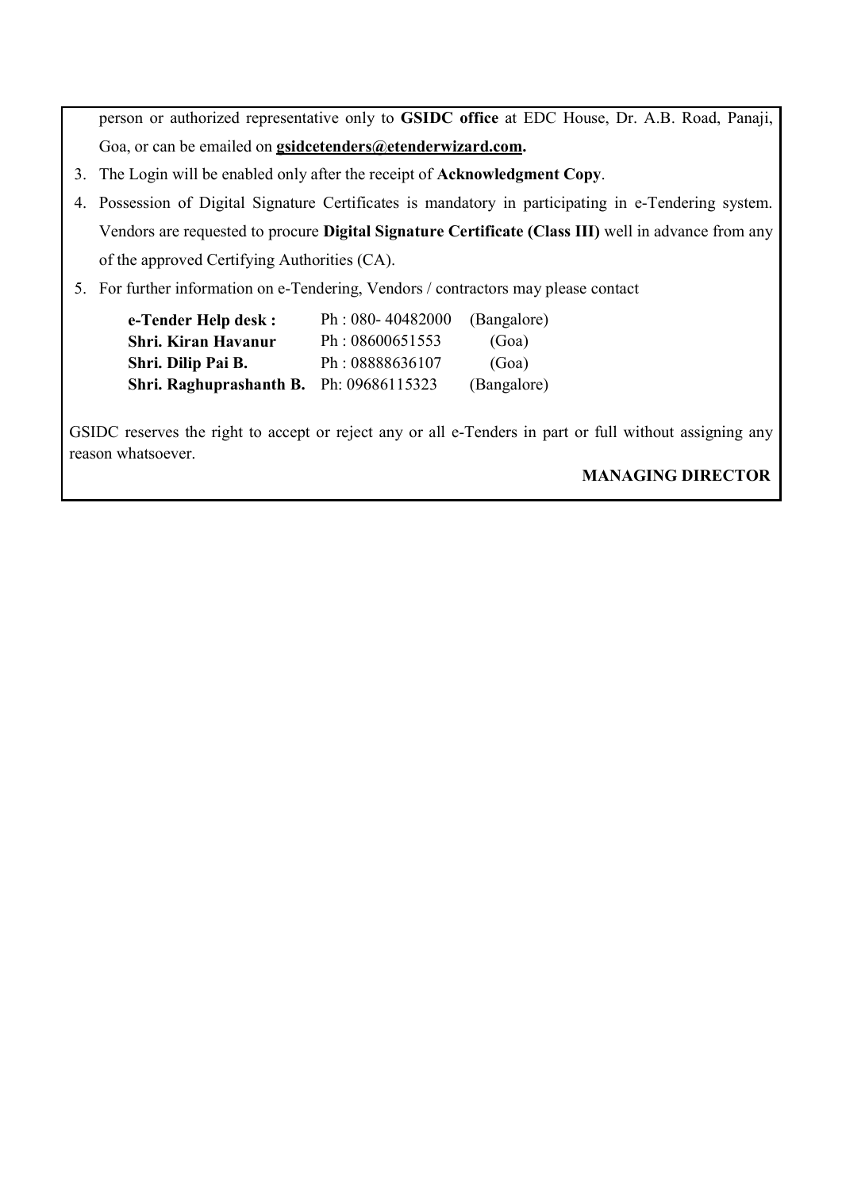person or authorized representative only to **GSIDC office** at EDC House, Dr. A.B. Road, Panaji, Goa, or can be emailed on **gsidcetenders@etenderwizard.com.**

3. The Login will be enabled only after the receipt of **Acknowledgment Copy**.
4. Possession of Digital Signature Certificates is mandatory in participating in e-Tendering system. Vendors are requested to procure **Digital Signature Certificate (Class III)** well in advance from any of the approved Certifying Authorities (CA).
5. For further information on e-Tendering, Vendors / contractors may please contact

| | | |
|---|---|---|
| **e-Tender Help desk :** | Ph : 080- 40482000 | (Bangalore) |
| **Shri. Kiran Havanur** | Ph : 08600651553 | (Goa) |
| **Shri. Dilip Pai B.** | Ph : 08888636107 | (Goa) |
| **Shri. Raghuprashanth B.** | Ph: 09686115323 | (Bangalore) |

GSIDC reserves the right to accept or reject any or all e-Tenders in part or full without assigning any reason whatsoever.

**MANAGING DIRECTOR**